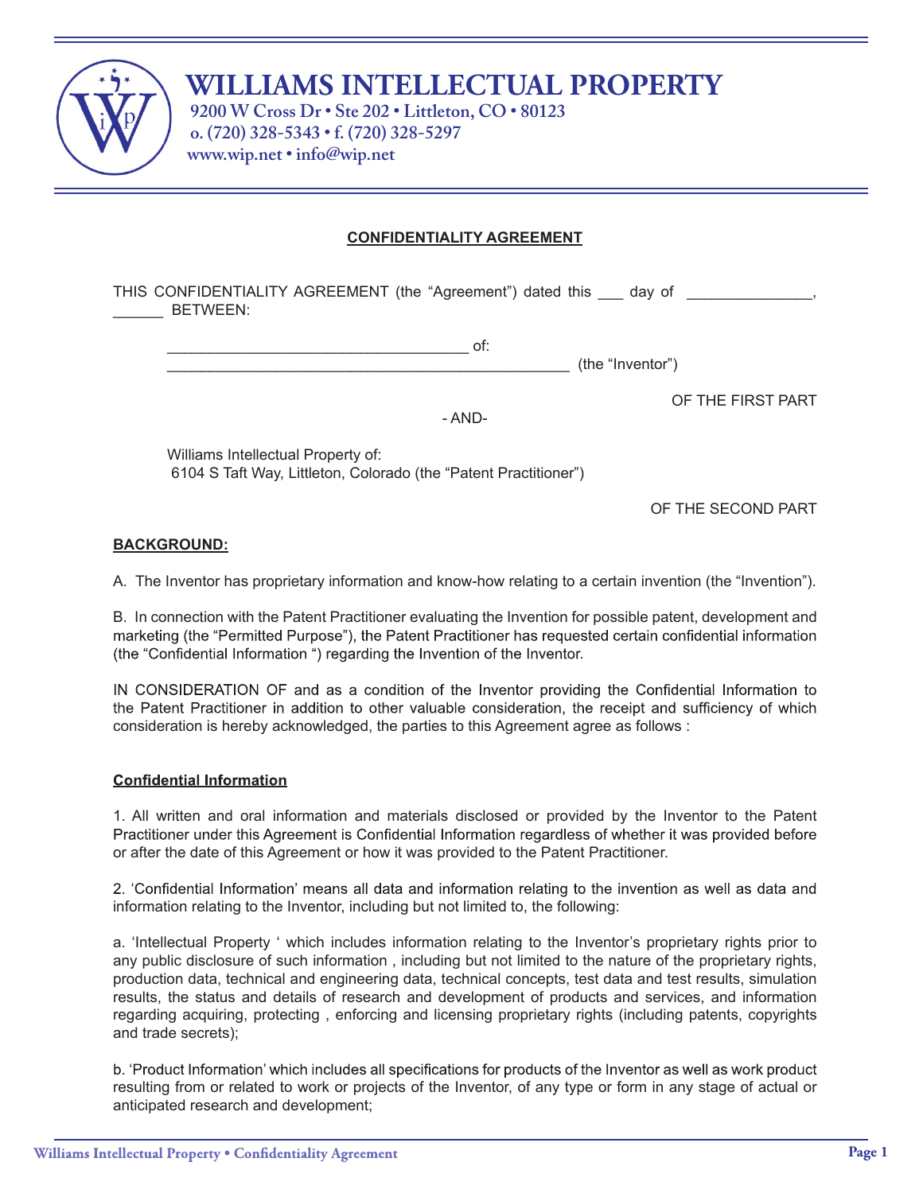**WILLIAMS INTELLECTUAL PROPERTY**

9200 W Cross Dr • Ste 202 • Littleton, CO • 80123
o. (720) 328-5343 • f. (720) 328-5297
www.wip.net • info@wip.net

**CONFIDENTIALITY AGREEMENT**

THIS CONFIDENTIALITY AGREEMENT (the "Agreement") dated this ___ day of _______________, ______ BETWEEN:

___________________________________ of:
_______________________________________________ (the "Inventor")

OF THE FIRST PART

- AND-

Williams Intellectual Property of:
6104 S Taft Way, Littleton, Colorado (the "Patent Practitioner")

OF THE SECOND PART

**BACKGROUND:**

A. The Inventor has proprietary information and know-how relating to a certain invention (the "Invention").

B. In connection with the Patent Practitioner evaluating the Invention for possible patent, development and marketing (the "Permitted Purpose"), the Patent Practitioner has requested certain confidential information (the "Confidential Information ") regarding the Invention of the Inventor.

IN CONSIDERATION OF and as a condition of the Inventor providing the Confidential Information to the Patent Practitioner in addition to other valuable consideration, the receipt and sufficiency of which consideration is hereby acknowledged, the parties to this Agreement agree as follows :

**Confidential Information**

1. All written and oral information and materials disclosed or provided by the Inventor to the Patent Practitioner under this Agreement is Confidential Information regardless of whether it was provided before or after the date of this Agreement or how it was provided to the Patent Practitioner.

2. 'Confidential Information' means all data and information relating to the invention as well as data and information relating to the Inventor, including but not limited to, the following:

a. 'Intellectual Property ' which includes information relating to the Inventor's proprietary rights prior to any public disclosure of such information , including but not limited to the nature of the proprietary rights, production data, technical and engineering data, technical concepts, test data and test results, simulation results, the status and details of research and development of products and services, and information regarding acquiring, protecting , enforcing and licensing proprietary rights (including patents, copyrights and trade secrets);

b. 'Product Information' which includes all specifications for products of the Inventor as well as work product resulting from or related to work or projects of the Inventor, of any type or form in any stage of actual or anticipated research and development;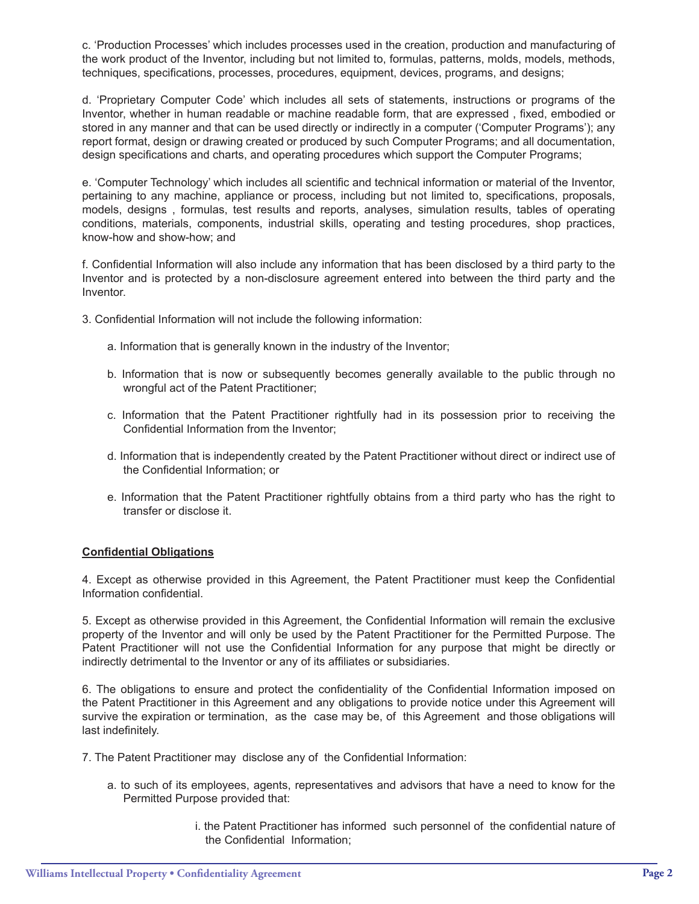c. 'Production Processes' which includes processes used in the creation, production and manufacturing of the work product of the Inventor, including but not limited to, formulas, patterns, molds, models, methods, techniques, specifications, processes, procedures, equipment, devices, programs, and designs;

d. 'Proprietary Computer Code' which includes all sets of statements, instructions or programs of the Inventor, whether in human readable or machine readable form, that are expressed , fixed, embodied or stored in any manner and that can be used directly or indirectly in a computer ('Computer Programs'); any report format, design or drawing created or produced by such Computer Programs; and all documentation, design specifications and charts, and operating procedures which support the Computer Programs;

e. 'Computer Technology' which includes all scientific and technical information or material of the Inventor, pertaining to any machine, appliance or process, including but not limited to, specifications, proposals, models, designs , formulas, test results and reports, analyses, simulation results, tables of operating conditions, materials, components, industrial skills, operating and testing procedures, shop practices, know-how and show-how; and

f. Confidential Information will also include any information that has been disclosed by a third party to the Inventor and is protected by a non-disclosure agreement entered into between the third party and the Inventor.

3. Confidential Information will not include the following information:

a. Information that is generally known in the industry of the Inventor;

b. Information that is now or subsequently becomes generally available to the public through no wrongful act of the Patent Practitioner;

c. Information that the Patent Practitioner rightfully had in its possession prior to receiving the Confidential Information from the Inventor;

d. Information that is independently created by the Patent Practitioner without direct or indirect use of the Confidential Information; or

e. Information that the Patent Practitioner rightfully obtains from a third party who has the right to transfer or disclose it.

**Confidential Obligations**

4. Except as otherwise provided in this Agreement, the Patent Practitioner must keep the Confidential Information confidential.

5. Except as otherwise provided in this Agreement, the Confidential Information will remain the exclusive property of the Inventor and will only be used by the Patent Practitioner for the Permitted Purpose. The Patent Practitioner will not use the Confidential Information for any purpose that might be directly or indirectly detrimental to the Inventor or any of its affiliates or subsidiaries.

6. The obligations to ensure and protect the confidentiality of the Confidential Information imposed on the Patent Practitioner in this Agreement and any obligations to provide notice under this Agreement will survive the expiration or termination, as the case may be, of this Agreement and those obligations will last indefinitely.

7. The Patent Practitioner may disclose any of the Confidential Information:

a. to such of its employees, agents, representatives and advisors that have a need to know for the Permitted Purpose provided that:

i. the Patent Practitioner has informed such personnel of the confidential nature of the Confidential Information;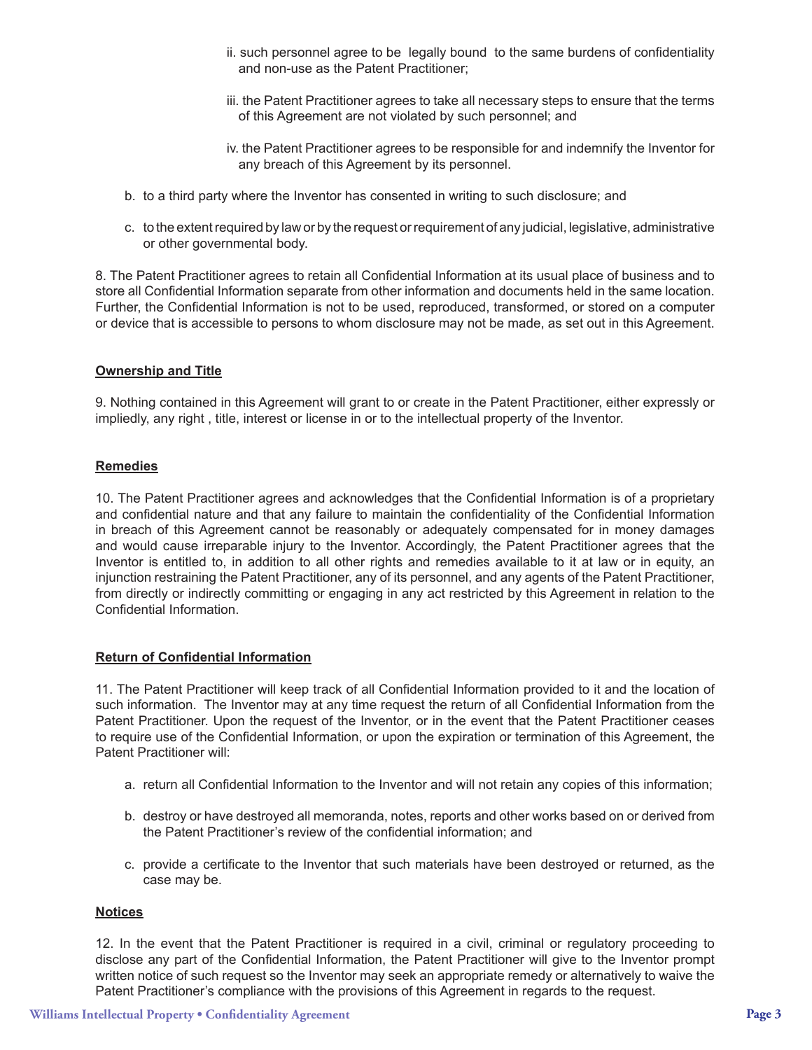ii. such personnel agree to be legally bound to the same burdens of confidentiality and non-use as the Patent Practitioner;

iii. the Patent Practitioner agrees to take all necessary steps to ensure that the terms of this Agreement are not violated by such personnel; and

iv. the Patent Practitioner agrees to be responsible for and indemnify the Inventor for any breach of this Agreement by its personnel.

b. to a third party where the Inventor has consented in writing to such disclosure; and

c. to the extent required by law or by the request or requirement of any judicial, legislative, administrative or other governmental body.

8. The Patent Practitioner agrees to retain all Confidential Information at its usual place of business and to store all Confidential Information separate from other information and documents held in the same location. Further, the Confidential Information is not to be used, reproduced, transformed, or stored on a computer or device that is accessible to persons to whom disclosure may not be made, as set out in this Agreement.

**Ownership and Title**

9. Nothing contained in this Agreement will grant to or create in the Patent Practitioner, either expressly or impliedly, any right , title, interest or license in or to the intellectual property of the Inventor.

**Remedies**

10. The Patent Practitioner agrees and acknowledges that the Confidential Information is of a proprietary and confidential nature and that any failure to maintain the confidentiality of the Confidential Information in breach of this Agreement cannot be reasonably or adequately compensated for in money damages and would cause irreparable injury to the Inventor. Accordingly, the Patent Practitioner agrees that the Inventor is entitled to, in addition to all other rights and remedies available to it at law or in equity, an injunction restraining the Patent Practitioner, any of its personnel, and any agents of the Patent Practitioner, from directly or indirectly committing or engaging in any act restricted by this Agreement in relation to the Confidential Information.

**Return of Confidential Information**

11. The Patent Practitioner will keep track of all Confidential Information provided to it and the location of such information. The Inventor may at any time request the return of all Confidential Information from the Patent Practitioner. Upon the request of the Inventor, or in the event that the Patent Practitioner ceases to require use of the Confidential Information, or upon the expiration or termination of this Agreement, the Patent Practitioner will:

a. return all Confidential Information to the Inventor and will not retain any copies of this information;

b. destroy or have destroyed all memoranda, notes, reports and other works based on or derived from the Patent Practitioner's review of the confidential information; and

c. provide a certificate to the Inventor that such materials have been destroyed or returned, as the case may be.

**Notices**

12. In the event that the Patent Practitioner is required in a civil, criminal or regulatory proceeding to disclose any part of the Confidential Information, the Patent Practitioner will give to the Inventor prompt written notice of such request so the Inventor may seek an appropriate remedy or alternatively to waive the Patent Practitioner's compliance with the provisions of this Agreement in regards to the request.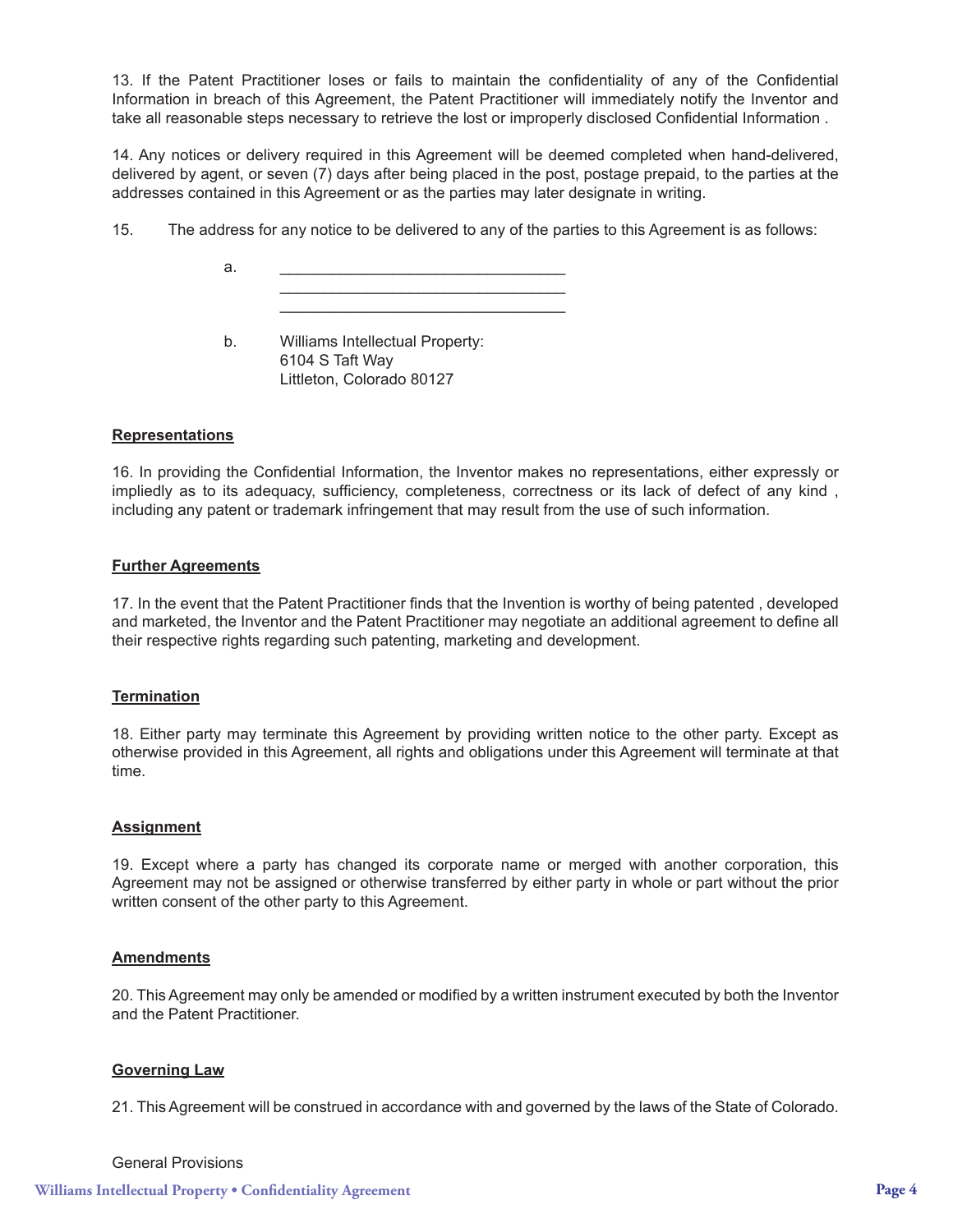13. If the Patent Practitioner loses or fails to maintain the confidentiality of any of the Confidential Information in breach of this Agreement, the Patent Practitioner will immediately notify the Inventor and take all reasonable steps necessary to retrieve the lost or improperly disclosed Confidential Information .

14. Any notices or delivery required in this Agreement will be deemed completed when hand-delivered, delivered by agent, or seven (7) days after being placed in the post, postage prepaid, to the parties at the addresses contained in this Agreement or as the parties may later designate in writing.

15. The address for any notice to be delivered to any of the parties to this Agreement is as follows:

a. ________________________________
________________________________
________________________________

b. Williams Intellectual Property:
6104 S Taft Way
Littleton, Colorado 80127

**Representations**

16. In providing the Confidential Information, the Inventor makes no representations, either expressly or impliedly as to its adequacy, sufficiency, completeness, correctness or its lack of defect of any kind , including any patent or trademark infringement that may result from the use of such information.

**Further Agreements**

17. In the event that the Patent Practitioner finds that the Invention is worthy of being patented , developed and marketed, the Inventor and the Patent Practitioner may negotiate an additional agreement to define all their respective rights regarding such patenting, marketing and development.

**Termination**

18. Either party may terminate this Agreement by providing written notice to the other party. Except as otherwise provided in this Agreement, all rights and obligations under this Agreement will terminate at that time.

**Assignment**

19. Except where a party has changed its corporate name or merged with another corporation, this Agreement may not be assigned or otherwise transferred by either party in whole or part without the prior written consent of the other party to this Agreement.

**Amendments**

20. This Agreement may only be amended or modified by a written instrument executed by both the Inventor and the Patent Practitioner.

**Governing Law**

21. This Agreement will be construed in accordance with and governed by the laws of the State of Colorado.

General Provisions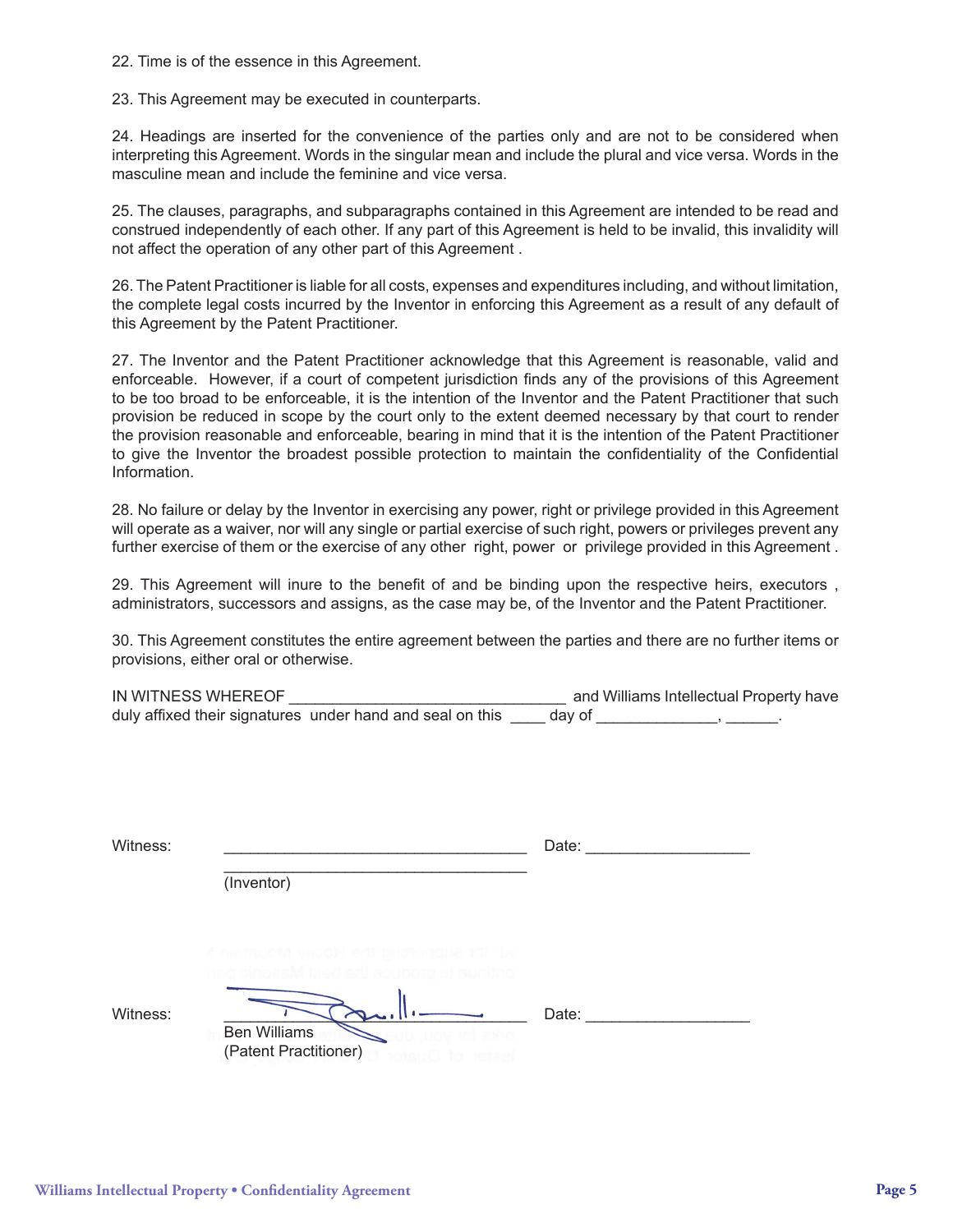22. Time is of the essence in this Agreement.

23. This Agreement may be executed in counterparts.

24. Headings are inserted for the convenience of the parties only and are not to be considered when interpreting this Agreement. Words in the singular mean and include the plural and vice versa. Words in the masculine mean and include the feminine and vice versa.

25. The clauses, paragraphs, and subparagraphs contained in this Agreement are intended to be read and construed independently of each other. If any part of this Agreement is held to be invalid, this invalidity will not affect the operation of any other part of this Agreement .

26. The Patent Practitioner is liable for all costs, expenses and expenditures including, and without limitation, the complete legal costs incurred by the Inventor in enforcing this Agreement as a result of any default of this Agreement by the Patent Practitioner.

27. The Inventor and the Patent Practitioner acknowledge that this Agreement is reasonable, valid and enforceable. However, if a court of competent jurisdiction finds any of the provisions of this Agreement to be too broad to be enforceable, it is the intention of the Inventor and the Patent Practitioner that such provision be reduced in scope by the court only to the extent deemed necessary by that court to render the provision reasonable and enforceable, bearing in mind that it is the intention of the Patent Practitioner to give the Inventor the broadest possible protection to maintain the confidentiality of the Confidential Information.

28. No failure or delay by the Inventor in exercising any power, right or privilege provided in this Agreement will operate as a waiver, nor will any single or partial exercise of such right, powers or privileges prevent any further exercise of them or the exercise of any other right, power or privilege provided in this Agreement .

29. This Agreement will inure to the benefit of and be binding upon the respective heirs, executors , administrators, successors and assigns, as the case may be, of the Inventor and the Patent Practitioner.

30. This Agreement constitutes the entire agreement between the parties and there are no further items or provisions, either oral or otherwise.

IN WITNESS WHEREOF ________________________________ and Williams Intellectual Property have duly affixed their signatures under hand and seal on this ____ day of ______________, ______.

Witness: ___________________________________ Date: ___________________

___________________________________
(Inventor)

Witness: ___________________________________ Date: ___________________

Ben Williams
(Patent Practitioner)